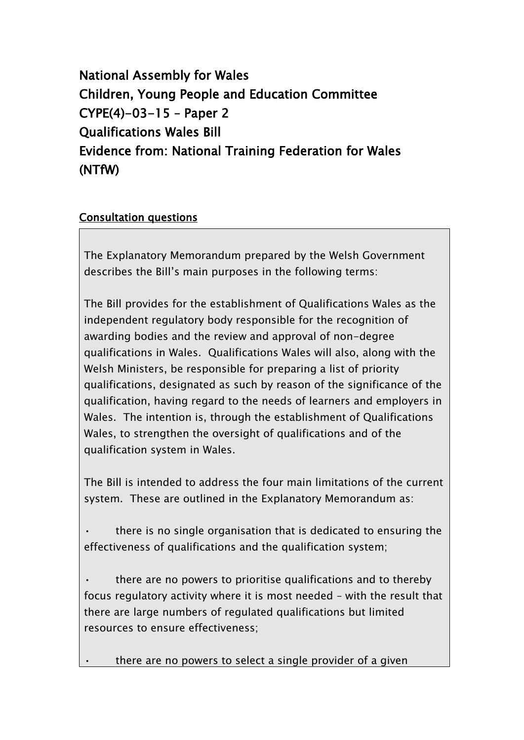# National Assembly for Wales
# Children, Young People and Education Committee
# CYPE(4)-03-15 – Paper 2
# Qualifications Wales Bill
# Evidence from: National Training Federation for Wales (NTfW)

## Consultation questions

The Explanatory Memorandum prepared by the Welsh Government describes the Bill's main purposes in the following terms:

The Bill provides for the establishment of Qualifications Wales as the independent regulatory body responsible for the recognition of awarding bodies and the review and approval of non-degree qualifications in Wales. Qualifications Wales will also, along with the Welsh Ministers, be responsible for preparing a list of priority qualifications, designated as such by reason of the significance of the qualification, having regard to the needs of learners and employers in Wales. The intention is, through the establishment of Qualifications Wales, to strengthen the oversight of qualifications and of the qualification system in Wales.

The Bill is intended to address the four main limitations of the current system. These are outlined in the Explanatory Memorandum as:

- there is no single organisation that is dedicated to ensuring the effectiveness of qualifications and the qualification system;
- there are no powers to prioritise qualifications and to thereby focus regulatory activity where it is most needed – with the result that there are large numbers of regulated qualifications but limited resources to ensure effectiveness;
- there are no powers to select a single provider of a given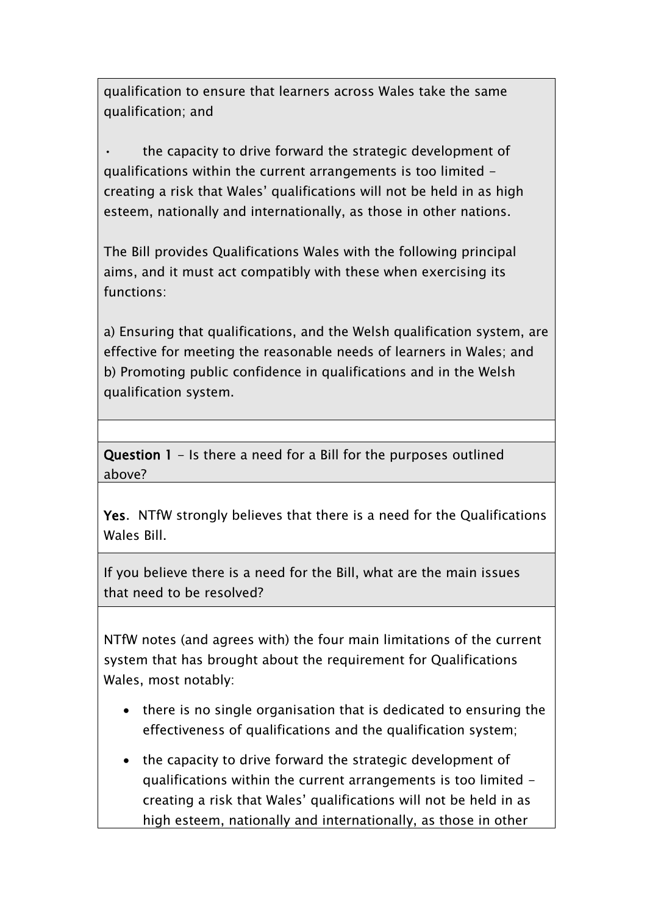qualification to ensure that learners across Wales take the same qualification; and

- the capacity to drive forward the strategic development of qualifications within the current arrangements is too limited – creating a risk that Wales' qualifications will not be held in as high esteem, nationally and internationally, as those in other nations.

The Bill provides Qualifications Wales with the following principal aims, and it must act compatibly with these when exercising its functions:

a) Ensuring that qualifications, and the Welsh qualification system, are effective for meeting the reasonable needs of learners in Wales; and
b) Promoting public confidence in qualifications and in the Welsh qualification system.

**Question 1** – Is there a need for a Bill for the purposes outlined above?

**Yes.** NTfW strongly believes that there is a need for the Qualifications Wales Bill.

If you believe there is a need for the Bill, what are the main issues that need to be resolved?

NTfW notes (and agrees with) the four main limitations of the current system that has brought about the requirement for Qualifications Wales, most notably:

- there is no single organisation that is dedicated to ensuring the effectiveness of qualifications and the qualification system;
- the capacity to drive forward the strategic development of qualifications within the current arrangements is too limited – creating a risk that Wales' qualifications will not be held in as high esteem, nationally and internationally, as those in other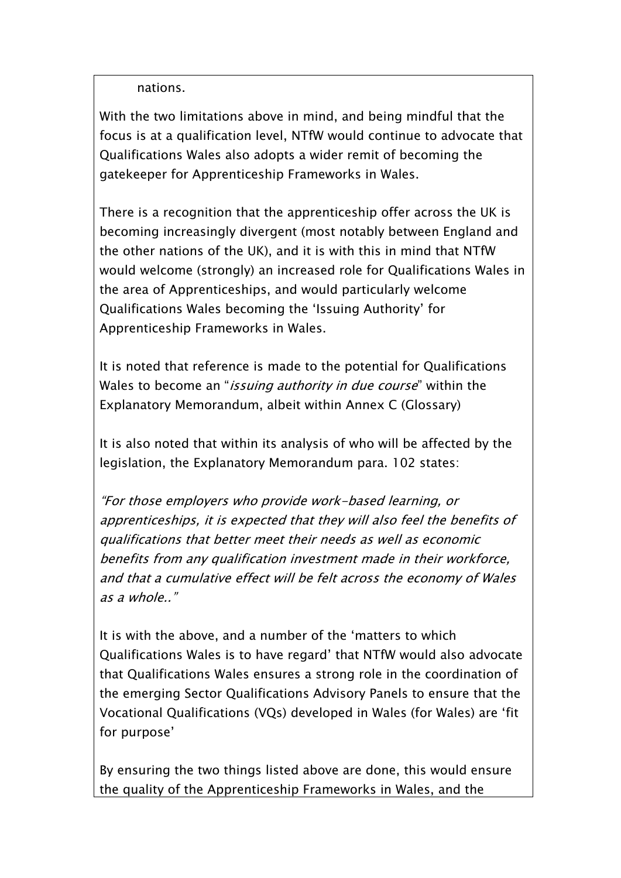nations.

With the two limitations above in mind, and being mindful that the focus is at a qualification level, NTfW would continue to advocate that Qualifications Wales also adopts a wider remit of becoming the gatekeeper for Apprenticeship Frameworks in Wales.

There is a recognition that the apprenticeship offer across the UK is becoming increasingly divergent (most notably between England and the other nations of the UK), and it is with this in mind that NTfW would welcome (strongly) an increased role for Qualifications Wales in the area of Apprenticeships, and would particularly welcome Qualifications Wales becoming the 'Issuing Authority' for Apprenticeship Frameworks in Wales.

It is noted that reference is made to the potential for Qualifications Wales to become an "*issuing authority in due course*" within the Explanatory Memorandum, albeit within Annex C (Glossary)

It is also noted that within its analysis of who will be affected by the legislation, the Explanatory Memorandum para. 102 states:

*"For those employers who provide work-based learning, or apprenticeships, it is expected that they will also feel the benefits of qualifications that better meet their needs as well as economic benefits from any qualification investment made in their workforce, and that a cumulative effect will be felt across the economy of Wales as a whole.."*

It is with the above, and a number of the 'matters to which Qualifications Wales is to have regard' that NTfW would also advocate that Qualifications Wales ensures a strong role in the coordination of the emerging Sector Qualifications Advisory Panels to ensure that the Vocational Qualifications (VQs) developed in Wales (for Wales) are 'fit for purpose'

By ensuring the two things listed above are done, this would ensure the quality of the Apprenticeship Frameworks in Wales, and the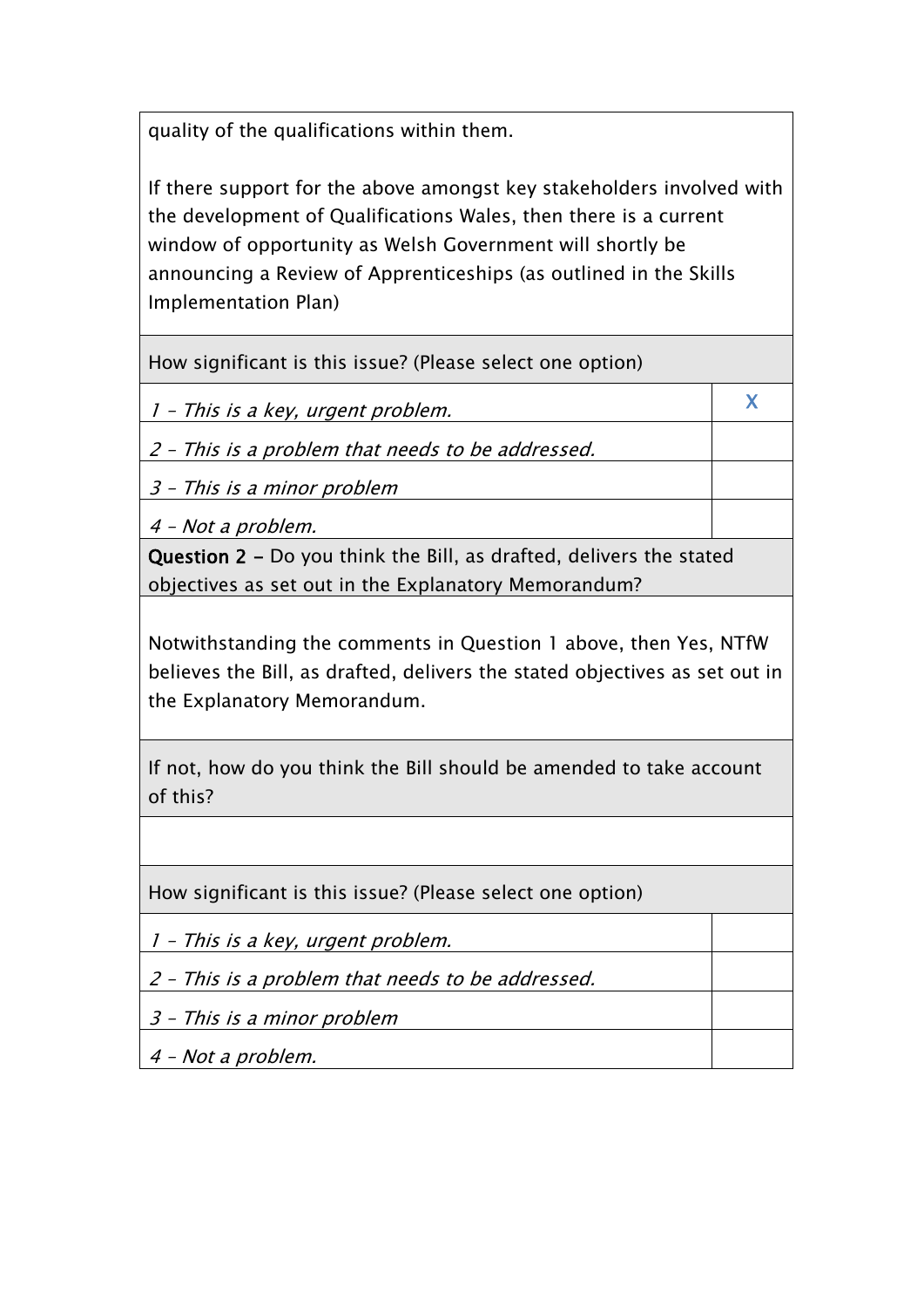quality of the qualifications within them.

If there support for the above amongst key stakeholders involved with the development of Qualifications Wales, then there is a current window of opportunity as Welsh Government will shortly be announcing a Review of Apprenticeships (as outlined in the Skills Implementation Plan)

| How significant is this issue? (Please select one option) | |
|---|---|
| *1 – This is a key, urgent problem.* | X |
| *2 – This is a problem that needs to be addressed.* | |
| *3 – This is a minor problem* | |
| *4 – Not a problem.* | |

**Question 2 –** Do you think the Bill, as drafted, delivers the stated objectives as set out in the Explanatory Memorandum?

Notwithstanding the comments in Question 1 above, then Yes, NTfW believes the Bill, as drafted, delivers the stated objectives as set out in the Explanatory Memorandum.

If not, how do you think the Bill should be amended to take account of this?

| How significant is this issue? (Please select one option) | |
|---|---|
| *1 – This is a key, urgent problem.* | |
| *2 – This is a problem that needs to be addressed.* | |
| *3 – This is a minor problem* | |
| *4 – Not a problem.* | |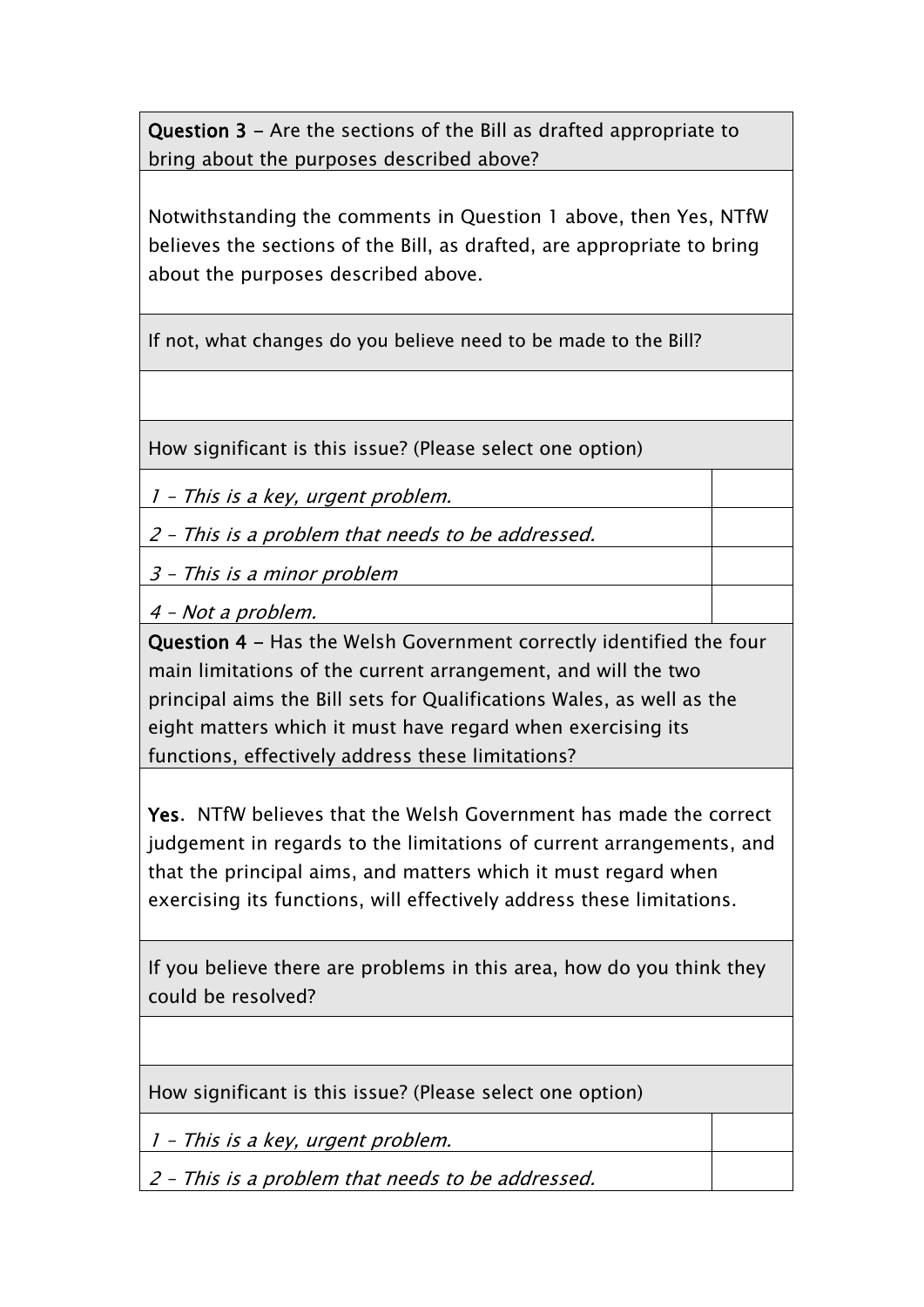**Question 3** – Are the sections of the Bill as drafted appropriate to bring about the purposes described above?

Notwithstanding the comments in Question 1 above, then Yes, NTfW believes the sections of the Bill, as drafted, are appropriate to bring about the purposes described above.

If not, what changes do you believe need to be made to the Bill?

How significant is this issue? (Please select one option)

| | |
|---|---|
| *1 – This is a key, urgent problem.* | |
| *2 – This is a problem that needs to be addressed.* | |
| *3 – This is a minor problem* | |
| *4 – Not a problem.* | |

**Question 4** – Has the Welsh Government correctly identified the four main limitations of the current arrangement, and will the two principal aims the Bill sets for Qualifications Wales, as well as the eight matters which it must have regard when exercising its functions, effectively address these limitations?

**Yes**. NTfW believes that the Welsh Government has made the correct judgement in regards to the limitations of current arrangements, and that the principal aims, and matters which it must regard when exercising its functions, will effectively address these limitations.

If you believe there are problems in this area, how do you think they could be resolved?

How significant is this issue? (Please select one option)

| | |
|---|---|
| *1 – This is a key, urgent problem.* | |
| *2 – This is a problem that needs to be addressed.* | |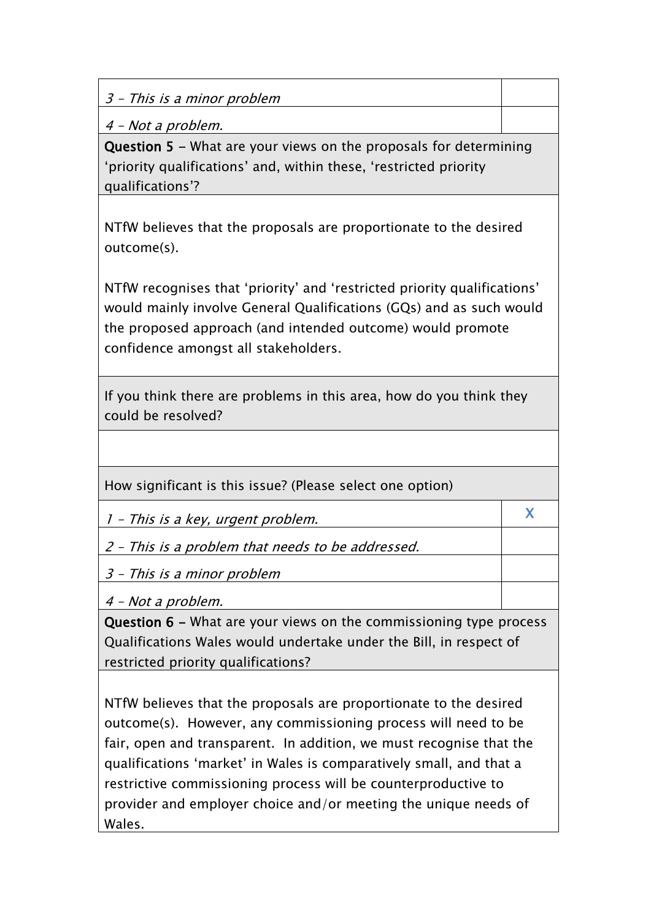| | |
|---|---|
| *3 – This is a minor problem* | |
| *4 – Not a problem.* | |

**Question 5** – What are your views on the proposals for determining 'priority qualifications' and, within these, 'restricted priority qualifications'?

NTfW believes that the proposals are proportionate to the desired outcome(s).

NTfW recognises that 'priority' and 'restricted priority qualifications' would mainly involve General Qualifications (GQs) and as such would the proposed approach (and intended outcome) would promote confidence amongst all stakeholders.

If you think there are problems in this area, how do you think they could be resolved?

How significant is this issue? (Please select one option)

| | |
|---|---|
| *1 – This is a key, urgent problem.* | X |
| *2 – This is a problem that needs to be addressed.* | |
| *3 – This is a minor problem* | |
| *4 – Not a problem.* | |

**Question 6** – What are your views on the commissioning type process Qualifications Wales would undertake under the Bill, in respect of restricted priority qualifications?

NTfW believes that the proposals are proportionate to the desired outcome(s). However, any commissioning process will need to be fair, open and transparent. In addition, we must recognise that the qualifications 'market' in Wales is comparatively small, and that a restrictive commissioning process will be counterproductive to provider and employer choice and/or meeting the unique needs of Wales.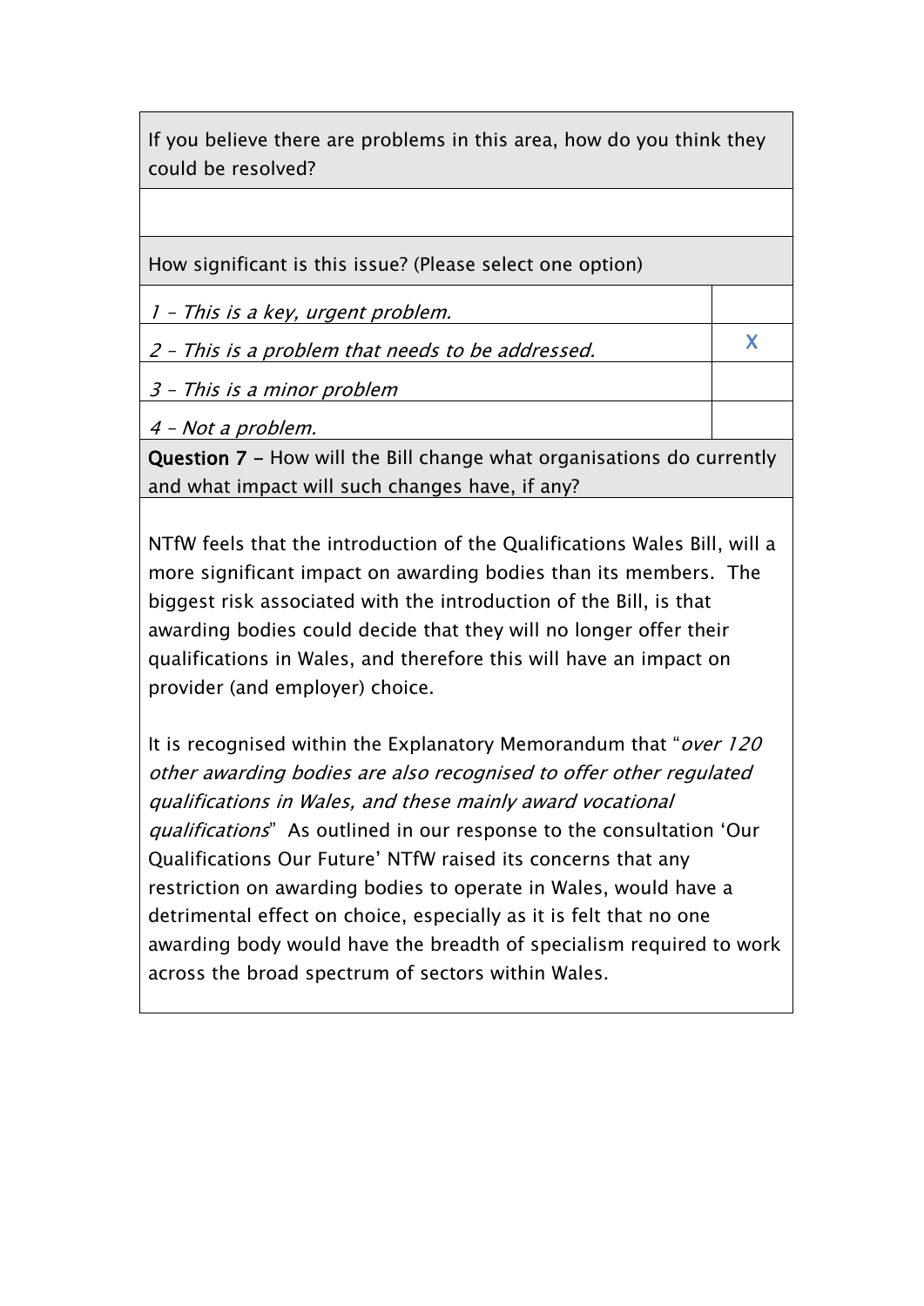| If you believe there are problems in this area, how do you think they could be resolved? | |
|---|---|
| | |
| How significant is this issue? (Please select one option) | |
| *1 – This is a key, urgent problem.* | |
| *2 – This is a problem that needs to be addressed.* | X |
| *3 – This is a minor problem* | |
| *4 – Not a problem.* | |

**Question 7 –** How will the Bill change what organisations do currently and what impact will such changes have, if any?

NTfW feels that the introduction of the Qualifications Wales Bill, will a more significant impact on awarding bodies than its members. The biggest risk associated with the introduction of the Bill, is that awarding bodies could decide that they will no longer offer their qualifications in Wales, and therefore this will have an impact on provider (and employer) choice.

It is recognised within the Explanatory Memorandum that "*over 120 other awarding bodies are also recognised to offer other regulated qualifications in Wales, and these mainly award vocational qualifications*" As outlined in our response to the consultation 'Our Qualifications Our Future' NTfW raised its concerns that any restriction on awarding bodies to operate in Wales, would have a detrimental effect on choice, especially as it is felt that no one awarding body would have the breadth of specialism required to work across the broad spectrum of sectors within Wales.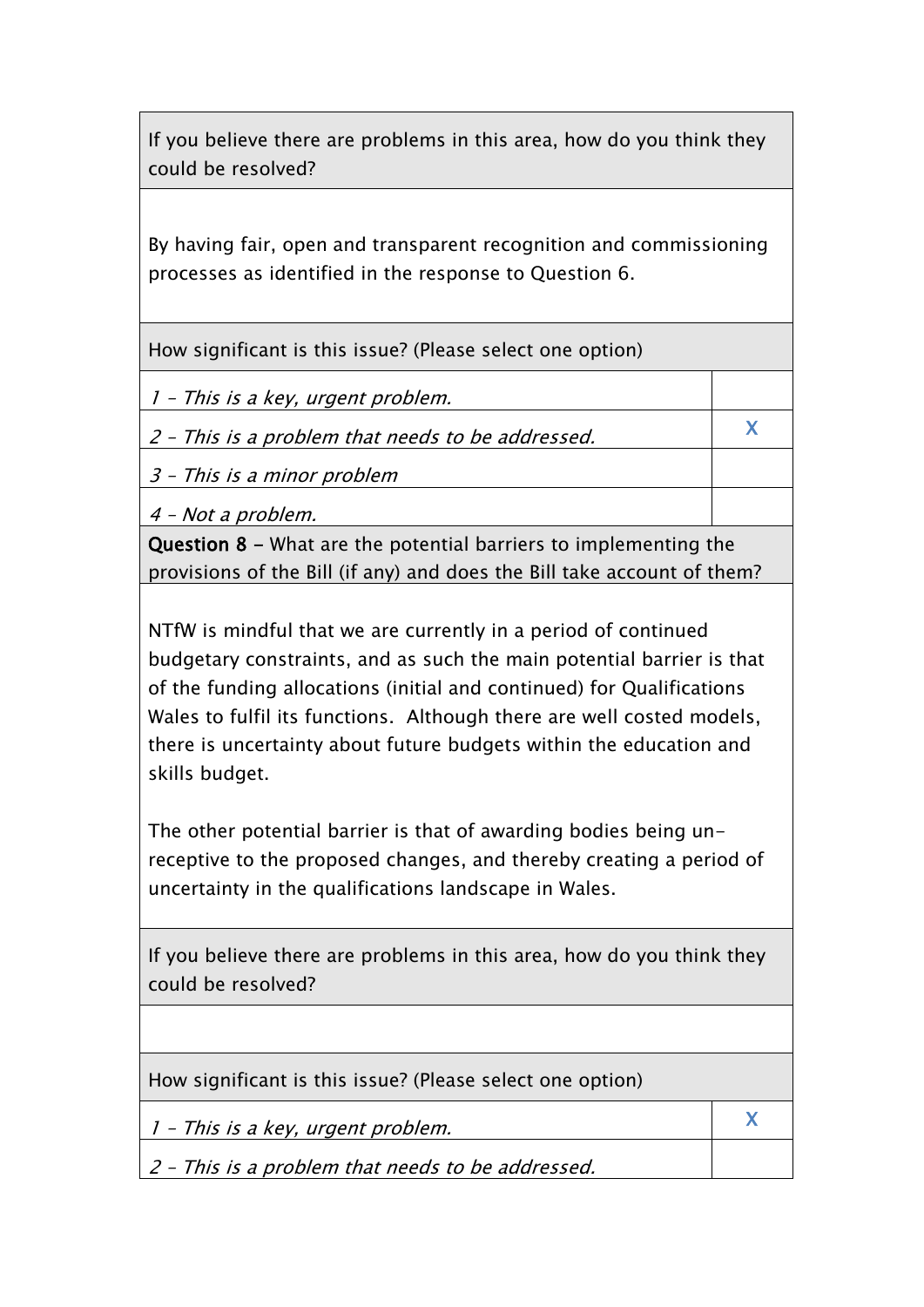| If you believe there are problems in this area, how do you think they could be resolved? | |
|---|---|
| By having fair, open and transparent recognition and commissioning processes as identified in the response to Question 6. | |
| How significant is this issue? (Please select one option) | |
| *1 – This is a key, urgent problem.* | |
| *2 – This is a problem that needs to be addressed.* | X |
| *3 – This is a minor problem* | |
| *4 – Not a problem.* | |

| **Question 8 –** What are the potential barriers to implementing the provisions of the Bill (if any) and does the Bill take account of them? | |
|---|---|
| NTfW is mindful that we are currently in a period of continued budgetary constraints, and as such the main potential barrier is that of the funding allocations (initial and continued) for Qualifications Wales to fulfil its functions. Although there are well costed models, there is uncertainty about future budgets within the education and skills budget.<br><br>The other potential barrier is that of awarding bodies being un-receptive to the proposed changes, and thereby creating a period of uncertainty in the qualifications landscape in Wales. | |
| If you believe there are problems in this area, how do you think they could be resolved? | |
| | |
| How significant is this issue? (Please select one option) | |
| *1 – This is a key, urgent problem.* | X |
| *2 – This is a problem that needs to be addressed.* | |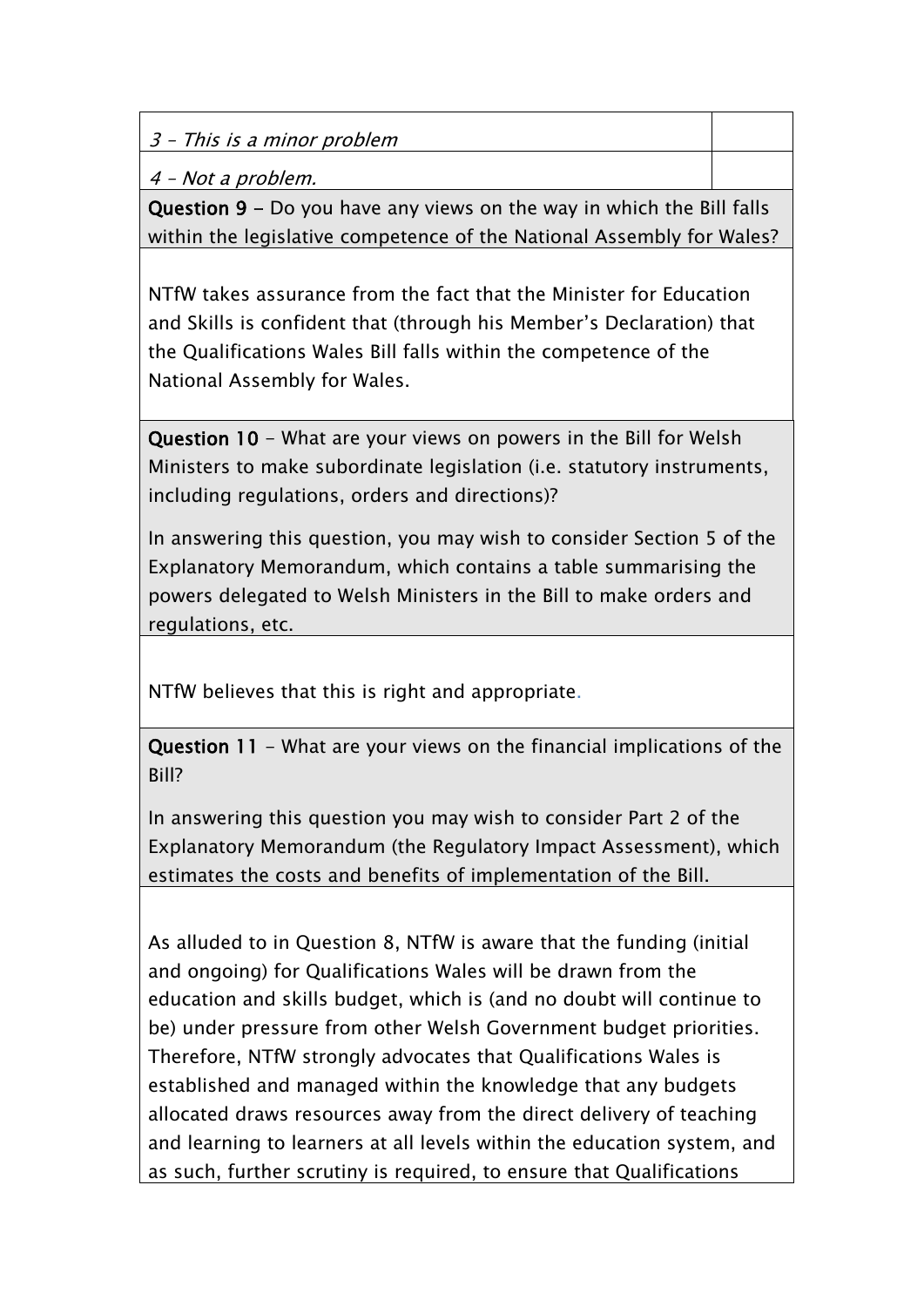| | |
|---|---|
| *3 – This is a minor problem* | |
| *4 – Not a problem.* | |

**Question 9 –** Do you have any views on the way in which the Bill falls within the legislative competence of the National Assembly for Wales?

NTfW takes assurance from the fact that the Minister for Education and Skills is confident that (through his Member's Declaration) that the Qualifications Wales Bill falls within the competence of the National Assembly for Wales.

**Question 10** - What are your views on powers in the Bill for Welsh Ministers to make subordinate legislation (i.e. statutory instruments, including regulations, orders and directions)?

In answering this question, you may wish to consider Section 5 of the Explanatory Memorandum, which contains a table summarising the powers delegated to Welsh Ministers in the Bill to make orders and regulations, etc.

NTfW believes that this is right and appropriate.

**Question 11** - What are your views on the financial implications of the Bill?

In answering this question you may wish to consider Part 2 of the Explanatory Memorandum (the Regulatory Impact Assessment), which estimates the costs and benefits of implementation of the Bill.

As alluded to in Question 8, NTfW is aware that the funding (initial and ongoing) for Qualifications Wales will be drawn from the education and skills budget, which is (and no doubt will continue to be) under pressure from other Welsh Government budget priorities. Therefore, NTfW strongly advocates that Qualifications Wales is established and managed within the knowledge that any budgets allocated draws resources away from the direct delivery of teaching and learning to learners at all levels within the education system, and as such, further scrutiny is required, to ensure that Qualifications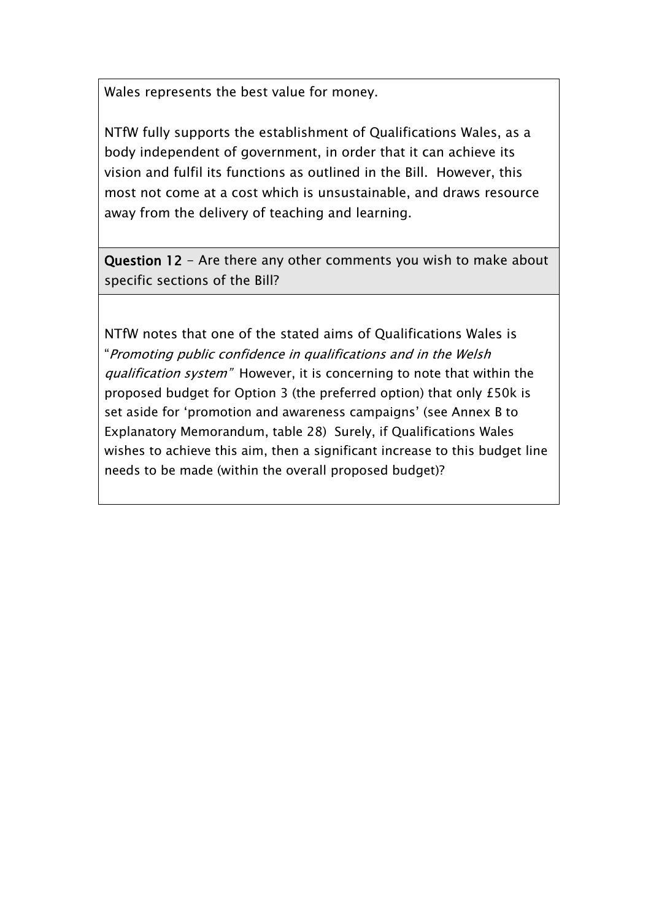Wales represents the best value for money.

NTfW fully supports the establishment of Qualifications Wales, as a body independent of government, in order that it can achieve its vision and fulfil its functions as outlined in the Bill. However, this most not come at a cost which is unsustainable, and draws resource away from the delivery of teaching and learning.

**Question 12** - Are there any other comments you wish to make about specific sections of the Bill?

NTfW notes that one of the stated aims of Qualifications Wales is "*Promoting public confidence in qualifications and in the Welsh qualification system"* However, it is concerning to note that within the proposed budget for Option 3 (the preferred option) that only £50k is set aside for 'promotion and awareness campaigns' (see Annex B to Explanatory Memorandum, table 28) Surely, if Qualifications Wales wishes to achieve this aim, then a significant increase to this budget line needs to be made (within the overall proposed budget)?